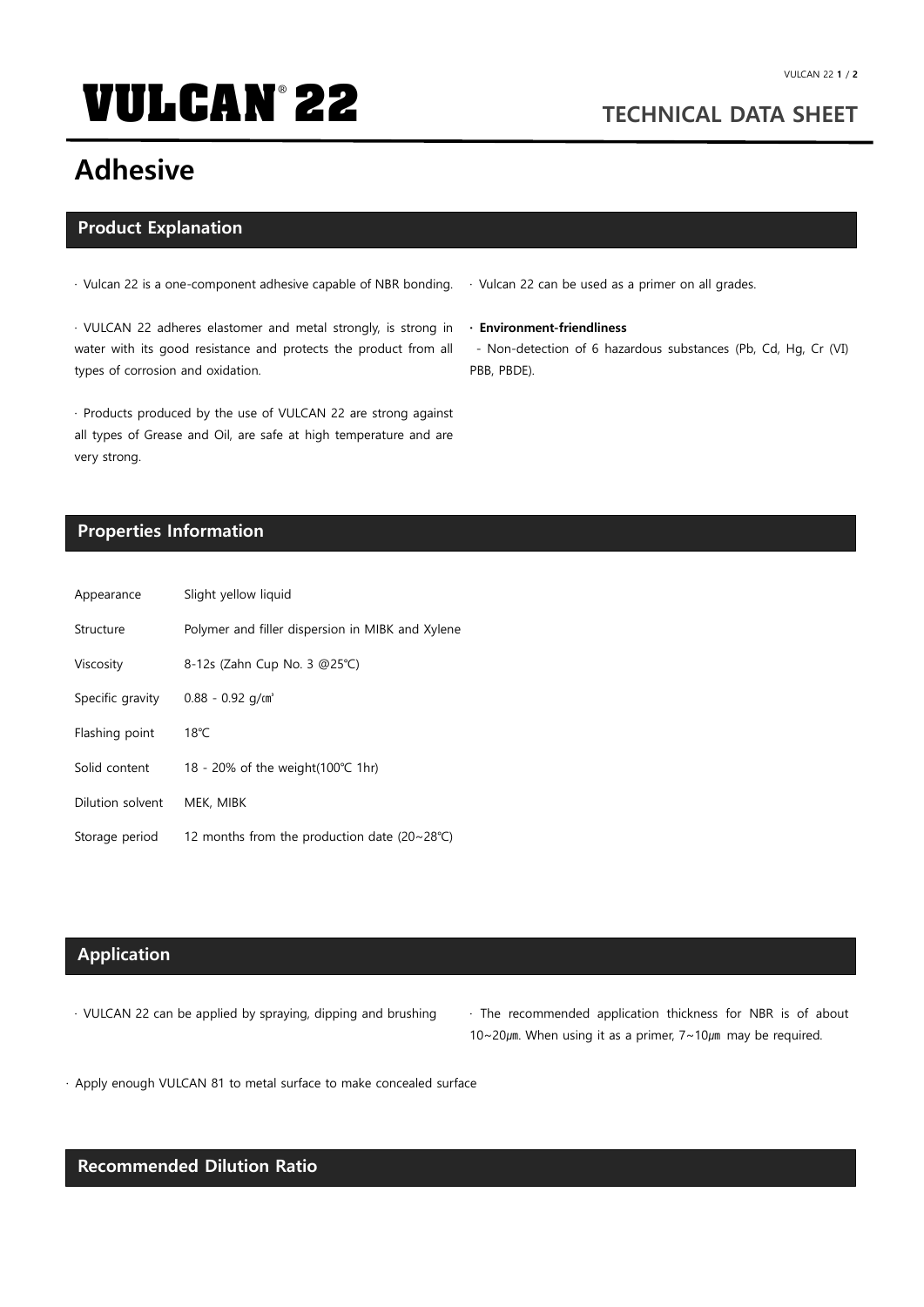# VULCAN® 22

## TECHNICAL DATA SHEET

# Adhesive

## Product Explanation

· Vulcan 22 is a one-component adhesive capable of NBR bonding.

· VULCAN 22 adheres elastomer and metal strongly, is strong in water with its good resistance and protects the product from all types of corrosion and oxidation.

· Products produced by the use of VULCAN 22 are strong against all types of Grease and Oil, are safe at high temperature and are very strong.

· Vulcan 22 can be used as a primer on all grades.

**· Environment-friendliness**

- Non-detection of 6 hazardous substances (Pb, Cd, Hg, Cr (VI) PBB, PBDE).

## Properties Information

| | |
|---|---|
| Appearance | Slight yellow liquid |
| Structure | Polymer and filler dispersion in MIBK and Xylene |
| Viscosity | 8-12s (Zahn Cup No. 3 @25℃) |
| Specific gravity | 0.88 - 0.92 g/㎤ |
| Flashing point | 18℃ |
| Solid content | 18 - 20% of the weight(100℃ 1hr) |
| Dilution solvent | MEK, MIBK |
| Storage period | 12 months from the production date (20~28℃) |

## Application

· VULCAN 22 can be applied by spraying, dipping and brushing

· The recommended application thickness for NBR is of about 10~20㎛. When using it as a primer, 7~10㎛ may be required.

· Apply enough VULCAN 81 to metal surface to make concealed surface

## Recommended Dilution Ratio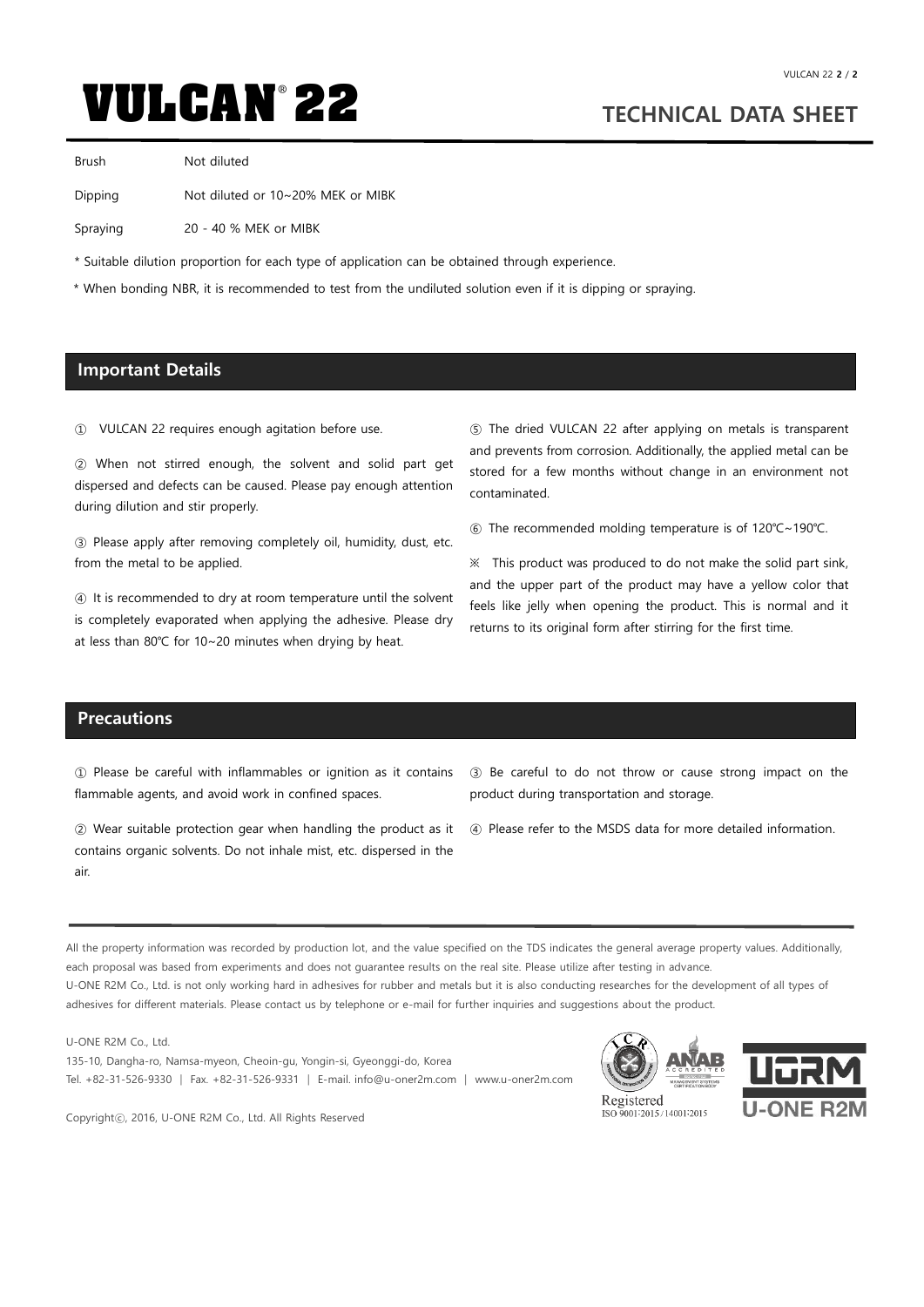| | |
|---|---|
| Brush | Not diluted |
| Dipping | Not diluted or 10~20% MEK or MIBK |
| Spraying | 20 - 40 % MEK or MIBK |

* Suitable dilution proportion for each type of application can be obtained through experience.

* When bonding NBR, it is recommended to test from the undiluted solution even if it is dipping or spraying.

## Important Details

① VULCAN 22 requires enough agitation before use.

② When not stirred enough, the solvent and solid part get dispersed and defects can be caused. Please pay enough attention during dilution and stir properly.

③ Please apply after removing completely oil, humidity, dust, etc. from the metal to be applied.

④ It is recommended to dry at room temperature until the solvent is completely evaporated when applying the adhesive. Please dry at less than 80℃ for 10~20 minutes when drying by heat.

⑤ The dried VULCAN 22 after applying on metals is transparent and prevents from corrosion. Additionally, the applied metal can be stored for a few months without change in an environment not contaminated.

⑥ The recommended molding temperature is of 120℃~190℃.

※ This product was produced to do not make the solid part sink, and the upper part of the product may have a yellow color that feels like jelly when opening the product. This is normal and it returns to its original form after stirring for the first time.

## Precautions

① Please be careful with inflammables or ignition as it contains flammable agents, and avoid work in confined spaces.

② Wear suitable protection gear when handling the product as it contains organic solvents. Do not inhale mist, etc. dispersed in the air.

③ Be careful to do not throw or cause strong impact on the product during transportation and storage.

④ Please refer to the MSDS data for more detailed information.

All the property information was recorded by production lot, and the value specified on the TDS indicates the general average property values. Additionally, each proposal was based from experiments and does not guarantee results on the real site. Please utilize after testing in advance.
U-ONE R2M Co., Ltd. is not only working hard in adhesives for rubber and metals but it is also conducting researches for the development of all types of adhesives for different materials. Please contact us by telephone or e-mail for further inquiries and suggestions about the product.

U-ONE R2M Co., Ltd.
135-10, Dangha-ro, Namsa-myeon, Cheoin-gu, Yongin-si, Gyeonggi-do, Korea
Tel. +82-31-526-9330 | Fax. +82-31-526-9331 | E-mail. info@u-oner2m.com | www.u-oner2m.com

Registered
ISO 9001:2015/14001:2015

Copyrightⓒ, 2016, U-ONE R2M Co., Ltd. All Rights Reserved